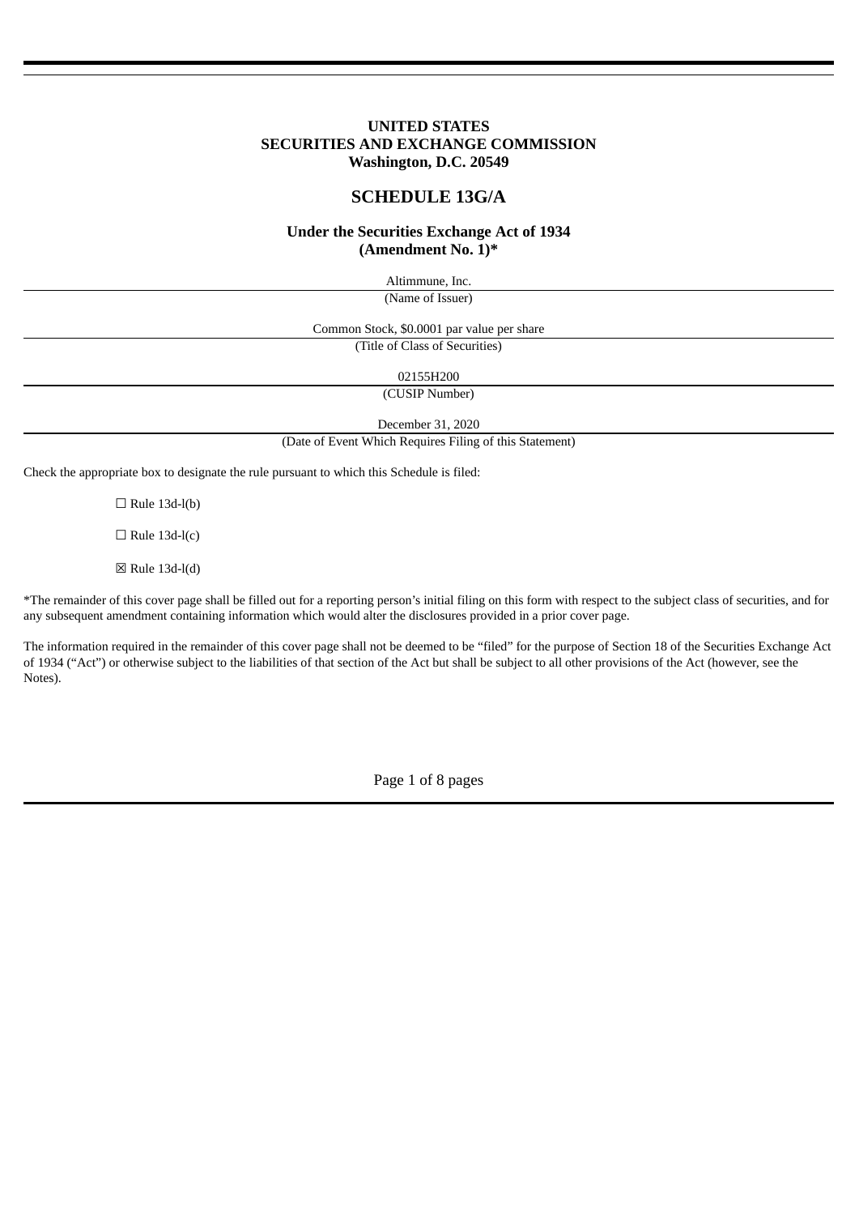**UNITED STATES**
**SECURITIES AND EXCHANGE COMMISSION**
**Washington, D.C. 20549**

# SCHEDULE 13G/A

**Under the Securities Exchange Act of 1934**
**(Amendment No. 1)***

Altimmune, Inc.

(Name of Issuer)

Common Stock, $0.0001 par value per share

(Title of Class of Securities)

02155H200

(CUSIP Number)

December 31, 2020

(Date of Event Which Requires Filing of this Statement)

Check the appropriate box to designate the rule pursuant to which this Schedule is filed:

☐ Rule 13d-l(b)

☐ Rule 13d-l(c)

☒ Rule 13d-l(d)

*The remainder of this cover page shall be filled out for a reporting person's initial filing on this form with respect to the subject class of securities, and for any subsequent amendment containing information which would alter the disclosures provided in a prior cover page.

The information required in the remainder of this cover page shall not be deemed to be "filed" for the purpose of Section 18 of the Securities Exchange Act of 1934 ("Act") or otherwise subject to the liabilities of that section of the Act but shall be subject to all other provisions of the Act (however, see the Notes).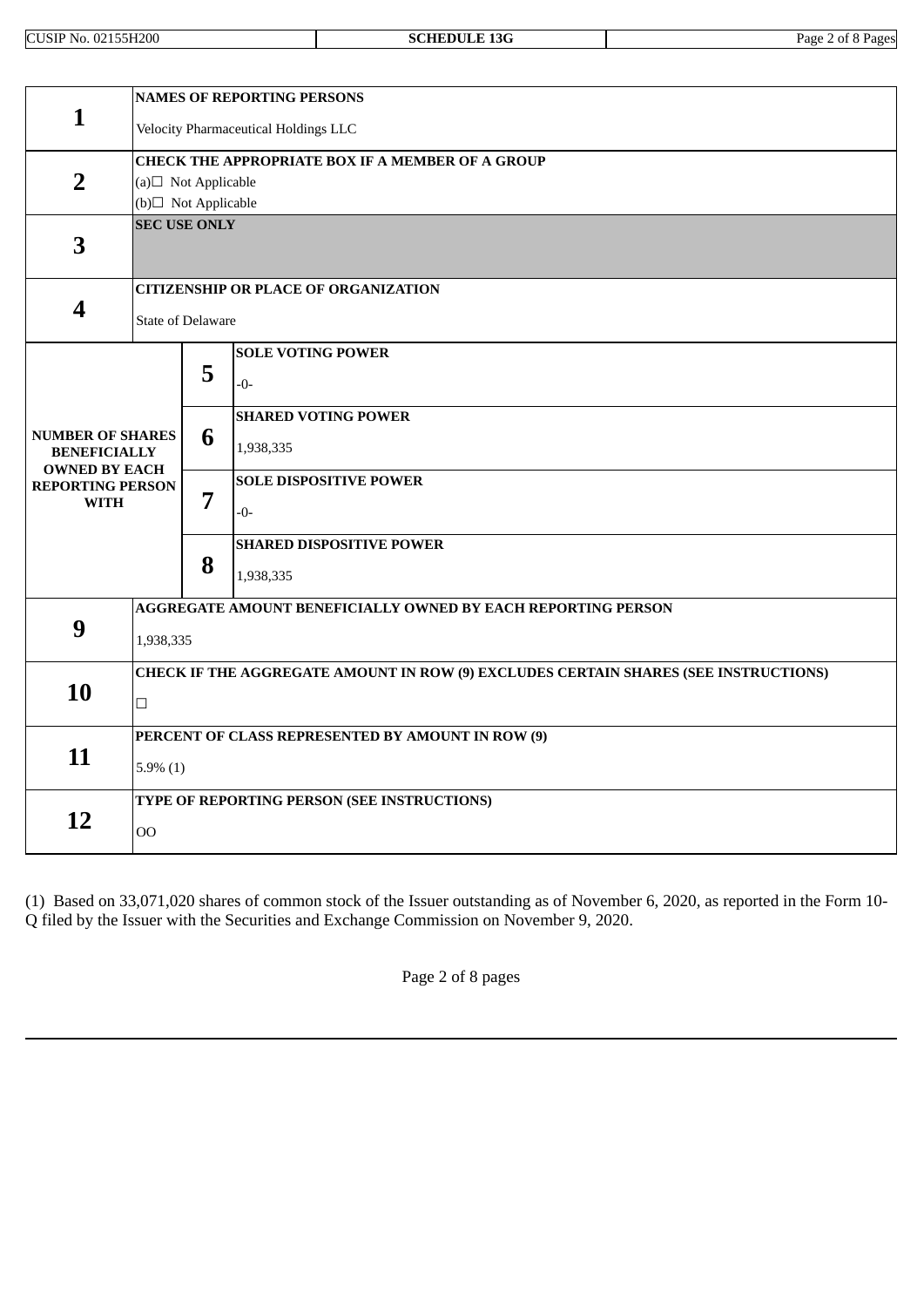| | | | |
|---|---|---|---|
| **1** | **NAMES OF REPORTING PERSONS**<br>Velocity Pharmaceutical Holdings LLC | | |
| **2** | **CHECK THE APPROPRIATE BOX IF A MEMBER OF A GROUP**<br>(a)☐ Not Applicable<br>(b)☐ Not Applicable | | |
| **3** | **SEC USE ONLY** | | |
| **4** | **CITIZENSHIP OR PLACE OF ORGANIZATION**<br>State of Delaware | | |
| **NUMBER OF SHARES BENEFICIALLY OWNED BY EACH REPORTING PERSON WITH** | | **5** | **SOLE VOTING POWER**<br>-0- |
| | | **6** | **SHARED VOTING POWER**<br>1,938,335 |
| | | **7** | **SOLE DISPOSITIVE POWER**<br>-0- |
| | | **8** | **SHARED DISPOSITIVE POWER**<br>1,938,335 |
| **9** | **AGGREGATE AMOUNT BENEFICIALLY OWNED BY EACH REPORTING PERSON**<br>1,938,335 | | |
| **10** | **CHECK IF THE AGGREGATE AMOUNT IN ROW (9) EXCLUDES CERTAIN SHARES (SEE INSTRUCTIONS)**<br>☐ | | |
| **11** | **PERCENT OF CLASS REPRESENTED BY AMOUNT IN ROW (9)**<br>5.9% (1) | | |
| **12** | **TYPE OF REPORTING PERSON (SEE INSTRUCTIONS)**<br>OO | | |

(1) Based on 33,071,020 shares of common stock of the Issuer outstanding as of November 6, 2020, as reported in the Form 10-Q filed by the Issuer with the Securities and Exchange Commission on November 9, 2020.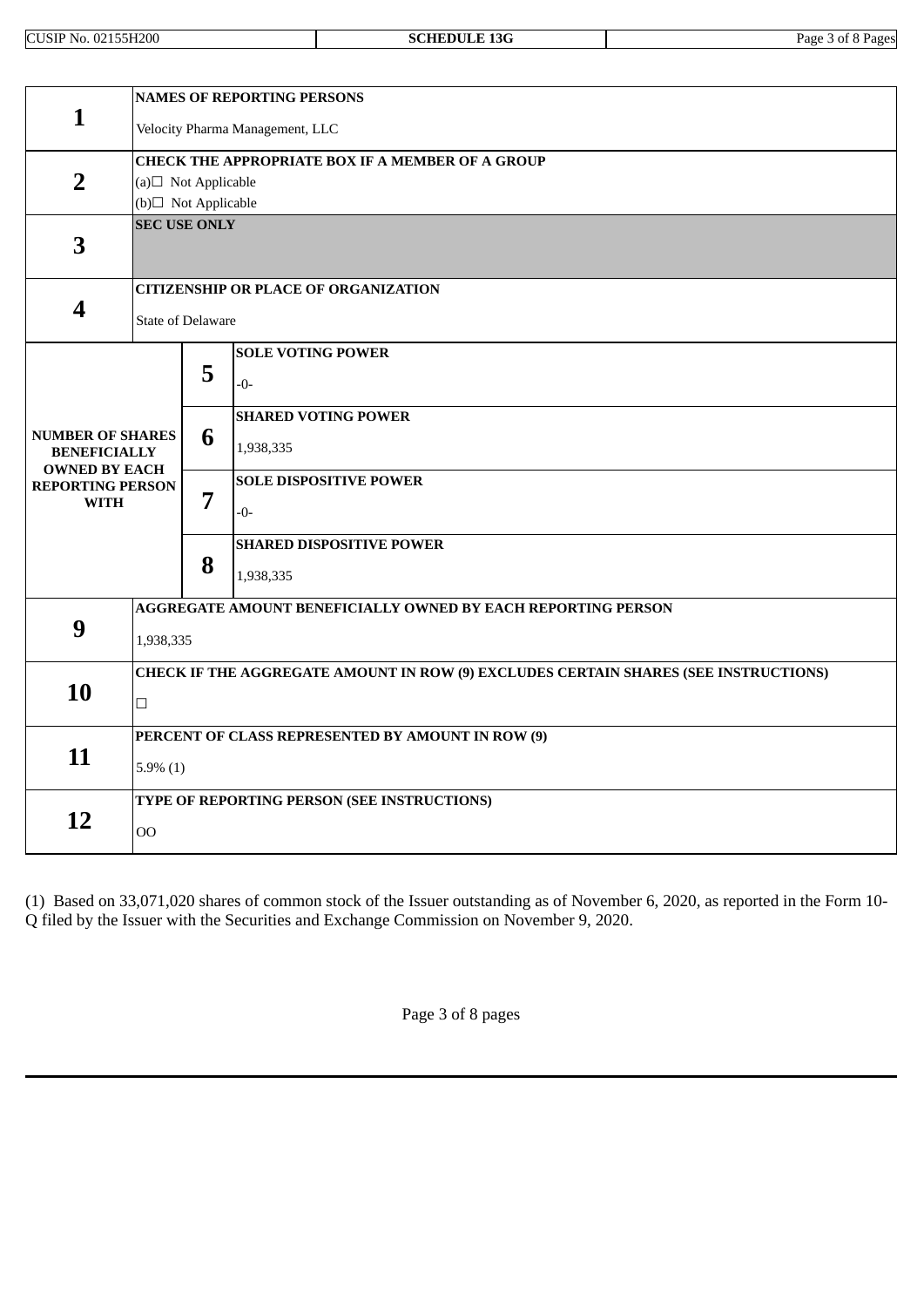| | | | |
|---|---|---|---|
| **1** | **NAMES OF REPORTING PERSONS**<br><br>Velocity Pharma Management, LLC | | |
| **2** | **CHECK THE APPROPRIATE BOX IF A MEMBER OF A GROUP**<br>(a)☐ Not Applicable<br>(b)☐ Not Applicable | | |
| **3** | **SEC USE ONLY** | | |
| **4** | **CITIZENSHIP OR PLACE OF ORGANIZATION**<br><br>State of Delaware | | |
| **NUMBER OF SHARES BENEFICIALLY OWNED BY EACH REPORTING PERSON WITH** | **5** | **SOLE VOTING POWER**<br><br>-0- | |
| | **6** | **SHARED VOTING POWER**<br><br>1,938,335 | |
| | **7** | **SOLE DISPOSITIVE POWER**<br><br>-0- | |
| | **8** | **SHARED DISPOSITIVE POWER**<br><br>1,938,335 | |
| **9** | **AGGREGATE AMOUNT BENEFICIALLY OWNED BY EACH REPORTING PERSON**<br><br>1,938,335 | | |
| **10** | **CHECK IF THE AGGREGATE AMOUNT IN ROW (9) EXCLUDES CERTAIN SHARES (SEE INSTRUCTIONS)**<br><br>☐ | | |
| **11** | **PERCENT OF CLASS REPRESENTED BY AMOUNT IN ROW (9)**<br><br>5.9% (1) | | |
| **12** | **TYPE OF REPORTING PERSON (SEE INSTRUCTIONS)**<br><br>OO | | |

(1) Based on 33,071,020 shares of common stock of the Issuer outstanding as of November 6, 2020, as reported in the Form 10-Q filed by the Issuer with the Securities and Exchange Commission on November 9, 2020.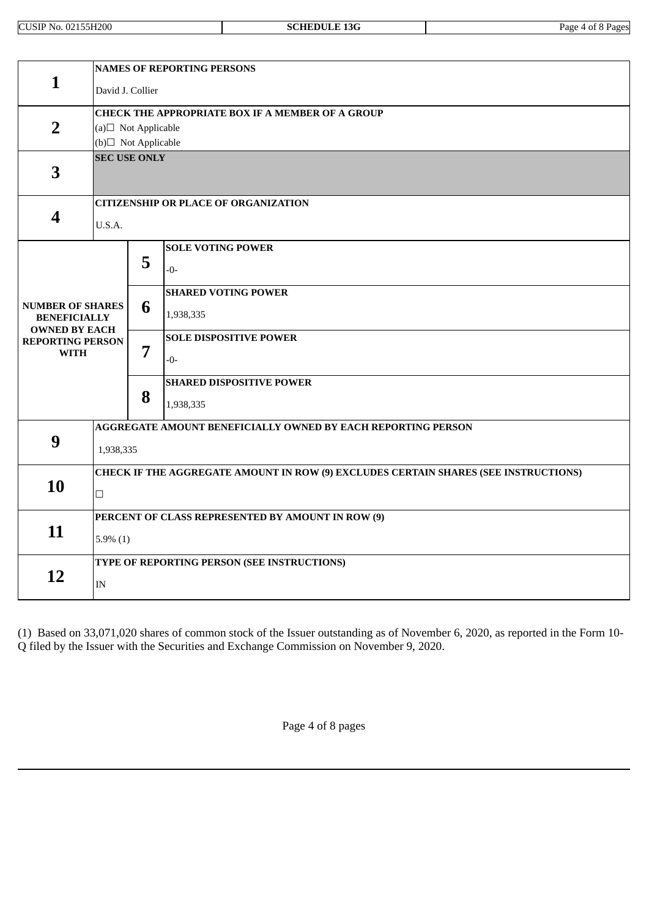| | | | |
|---|---|---|---|
| **1** | **NAMES OF REPORTING PERSONS**<br>David J. Collier | | |
| **2** | **CHECK THE APPROPRIATE BOX IF A MEMBER OF A GROUP**<br>(a)☐ Not Applicable<br>(b)☐ Not Applicable | | |
| **3** | **SEC USE ONLY** | | |
| **4** | **CITIZENSHIP OR PLACE OF ORGANIZATION**<br>U.S.A. | | |
| **NUMBER OF SHARES BENEFICIALLY OWNED BY EACH REPORTING PERSON WITH** | **5** | **SOLE VOTING POWER**<br>-0- | |
| | **6** | **SHARED VOTING POWER**<br>1,938,335 | |
| | **7** | **SOLE DISPOSITIVE POWER**<br>-0- | |
| | **8** | **SHARED DISPOSITIVE POWER**<br>1,938,335 | |
| **9** | **AGGREGATE AMOUNT BENEFICIALLY OWNED BY EACH REPORTING PERSON**<br>1,938,335 | | |
| **10** | **CHECK IF THE AGGREGATE AMOUNT IN ROW (9) EXCLUDES CERTAIN SHARES (SEE INSTRUCTIONS)**<br>☐ | | |
| **11** | **PERCENT OF CLASS REPRESENTED BY AMOUNT IN ROW (9)**<br>5.9% (1) | | |
| **12** | **TYPE OF REPORTING PERSON (SEE INSTRUCTIONS)**<br>IN | | |

(1) Based on 33,071,020 shares of common stock of the Issuer outstanding as of November 6, 2020, as reported in the Form 10-Q filed by the Issuer with the Securities and Exchange Commission on November 9, 2020.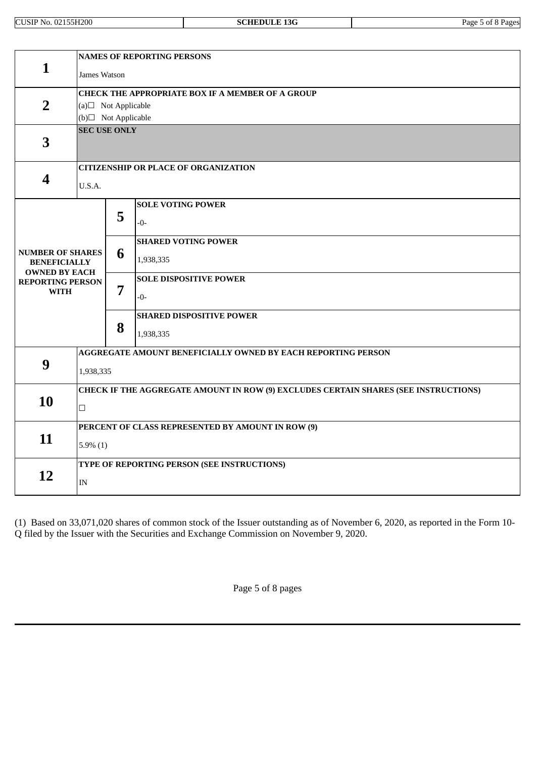| | | | |
|---|---|---|---|
| **1** | **NAMES OF REPORTING PERSONS**<br>James Watson | | |
| **2** | **CHECK THE APPROPRIATE BOX IF A MEMBER OF A GROUP**<br>(a)☐ Not Applicable<br>(b)☐ Not Applicable | | |
| **3** | **SEC USE ONLY** | | |
| **4** | **CITIZENSHIP OR PLACE OF ORGANIZATION**<br>U.S.A. | | |
| **NUMBER OF SHARES BENEFICIALLY OWNED BY EACH REPORTING PERSON WITH** | **5** | **SOLE VOTING POWER**<br>-0- | |
| | **6** | **SHARED VOTING POWER**<br>1,938,335 | |
| | **7** | **SOLE DISPOSITIVE POWER**<br>-0- | |
| | **8** | **SHARED DISPOSITIVE POWER**<br>1,938,335 | |
| **9** | **AGGREGATE AMOUNT BENEFICIALLY OWNED BY EACH REPORTING PERSON**<br>1,938,335 | | |
| **10** | **CHECK IF THE AGGREGATE AMOUNT IN ROW (9) EXCLUDES CERTAIN SHARES (SEE INSTRUCTIONS)**<br>☐ | | |
| **11** | **PERCENT OF CLASS REPRESENTED BY AMOUNT IN ROW (9)**<br>5.9% (1) | | |
| **12** | **TYPE OF REPORTING PERSON (SEE INSTRUCTIONS)**<br>IN | | |

(1) Based on 33,071,020 shares of common stock of the Issuer outstanding as of November 6, 2020, as reported in the Form 10-Q filed by the Issuer with the Securities and Exchange Commission on November 9, 2020.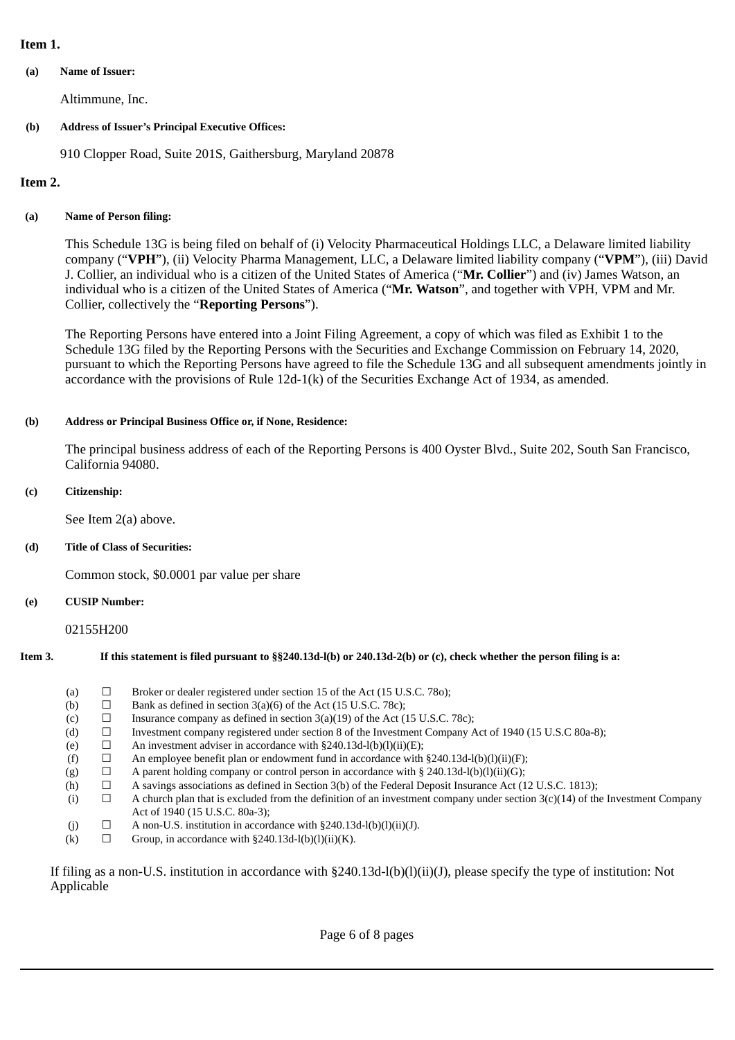**Item 1.**

**(a) Name of Issuer:**

Altimmune, Inc.

**(b) Address of Issuer's Principal Executive Offices:**

910 Clopper Road, Suite 201S, Gaithersburg, Maryland 20878

**Item 2.**

**(a) Name of Person filing:**

This Schedule 13G is being filed on behalf of (i) Velocity Pharmaceutical Holdings LLC, a Delaware limited liability company ("**VPH**"), (ii) Velocity Pharma Management, LLC, a Delaware limited liability company ("**VPM**"), (iii) David J. Collier, an individual who is a citizen of the United States of America ("**Mr. Collier**") and (iv) James Watson, an individual who is a citizen of the United States of America ("**Mr. Watson**", and together with VPH, VPM and Mr. Collier, collectively the "**Reporting Persons**").

The Reporting Persons have entered into a Joint Filing Agreement, a copy of which was filed as Exhibit 1 to the Schedule 13G filed by the Reporting Persons with the Securities and Exchange Commission on February 14, 2020, pursuant to which the Reporting Persons have agreed to file the Schedule 13G and all subsequent amendments jointly in accordance with the provisions of Rule 12d-1(k) of the Securities Exchange Act of 1934, as amended.

**(b) Address or Principal Business Office or, if None, Residence:**

The principal business address of each of the Reporting Persons is 400 Oyster Blvd., Suite 202, South San Francisco, California 94080.

**(c) Citizenship:**

See Item 2(a) above.

**(d) Title of Class of Securities:**

Common stock, $0.0001 par value per share

**(e) CUSIP Number:**

02155H200

**Item 3. If this statement is filed pursuant to §§240.13d-l(b) or 240.13d-2(b) or (c), check whether the person filing is a:**

(a) ☐ Broker or dealer registered under section 15 of the Act (15 U.S.C. 78o);
(b) ☐ Bank as defined in section 3(a)(6) of the Act (15 U.S.C. 78c);
(c) ☐ Insurance company as defined in section 3(a)(19) of the Act (15 U.S.C. 78c);
(d) ☐ Investment company registered under section 8 of the Investment Company Act of 1940 (15 U.S.C 80a-8);
(e) ☐ An investment adviser in accordance with §240.13d-l(b)(l)(ii)(E);
(f) ☐ An employee benefit plan or endowment fund in accordance with §240.13d-l(b)(l)(ii)(F);
(g) ☐ A parent holding company or control person in accordance with § 240.13d-l(b)(l)(ii)(G);
(h) ☐ A savings associations as defined in Section 3(b) of the Federal Deposit Insurance Act (12 U.S.C. 1813);
(i) ☐ A church plan that is excluded from the definition of an investment company under section 3(c)(14) of the Investment Company Act of 1940 (15 U.S.C. 80a-3);
(j) ☐ A non-U.S. institution in accordance with §240.13d-l(b)(l)(ii)(J).
(k) ☐ Group, in accordance with §240.13d-l(b)(l)(ii)(K).

If filing as a non-U.S. institution in accordance with §240.13d-l(b)(l)(ii)(J), please specify the type of institution: Not Applicable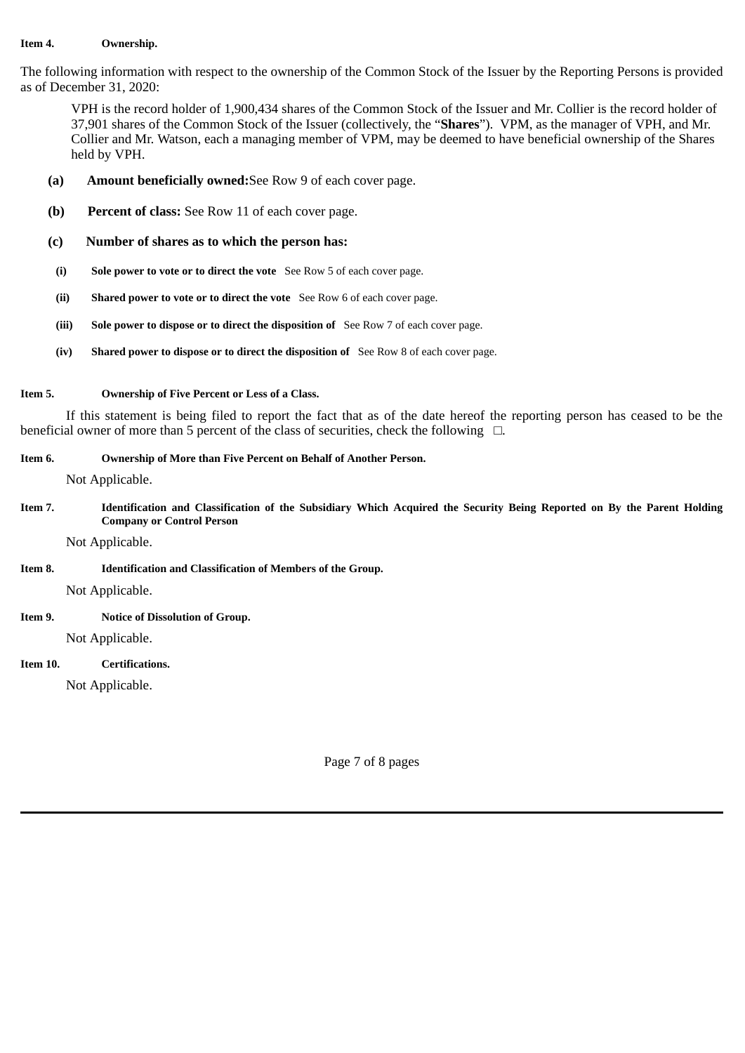**Item 4. Ownership.**

The following information with respect to the ownership of the Common Stock of the Issuer by the Reporting Persons is provided as of December 31, 2020:

VPH is the record holder of 1,900,434 shares of the Common Stock of the Issuer and Mr. Collier is the record holder of 37,901 shares of the Common Stock of the Issuer (collectively, the "**Shares**"). VPM, as the manager of VPH, and Mr. Collier and Mr. Watson, each a managing member of VPM, may be deemed to have beneficial ownership of the Shares held by VPH.

**(a) Amount beneficially owned:** See Row 9 of each cover page.

**(b) Percent of class:** See Row 11 of each cover page.

**(c) Number of shares as to which the person has:**

**(i) Sole power to vote or to direct the vote** See Row 5 of each cover page.

**(ii) Shared power to vote or to direct the vote** See Row 6 of each cover page.

**(iii) Sole power to dispose or to direct the disposition of** See Row 7 of each cover page.

**(iv) Shared power to dispose or to direct the disposition of** See Row 8 of each cover page.

**Item 5. Ownership of Five Percent or Less of a Class.**

If this statement is being filed to report the fact that as of the date hereof the reporting person has ceased to be the beneficial owner of more than 5 percent of the class of securities, check the following ☐.

**Item 6. Ownership of More than Five Percent on Behalf of Another Person.**

Not Applicable.

**Item 7. Identification and Classification of the Subsidiary Which Acquired the Security Being Reported on By the Parent Holding Company or Control Person**

Not Applicable.

**Item 8. Identification and Classification of Members of the Group.**

Not Applicable.

**Item 9. Notice of Dissolution of Group.**

Not Applicable.

**Item 10. Certifications.**

Not Applicable.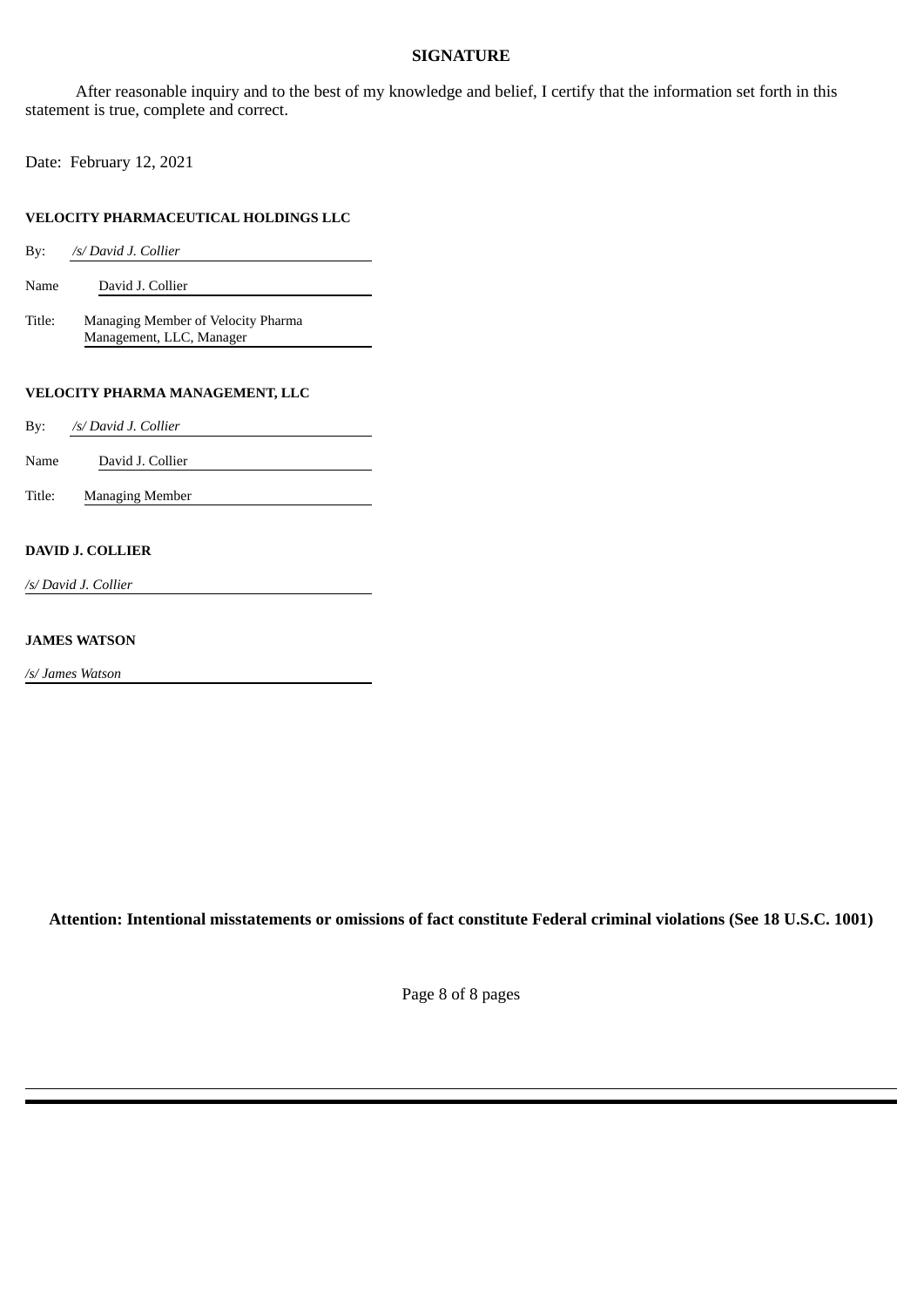## SIGNATURE

After reasonable inquiry and to the best of my knowledge and belief, I certify that the information set forth in this statement is true, complete and correct.

Date: February 12, 2021

**VELOCITY PHARMACEUTICAL HOLDINGS LLC**

By: *<span>/s/ David J. Collier</span>*

Name David J. Collier

Title: Managing Member of Velocity Pharma Management, LLC, Manager

**VELOCITY PHARMA MANAGEMENT, LLC**

By: */s/ David J. Collier*

Name David J. Collier

Title: Managing Member

**DAVID J. COLLIER**

*/s/ David J. Collier*

**JAMES WATSON**

*/s/ James Watson*

**Attention: Intentional misstatements or omissions of fact constitute Federal criminal violations (See 18 U.S.C. 1001)**